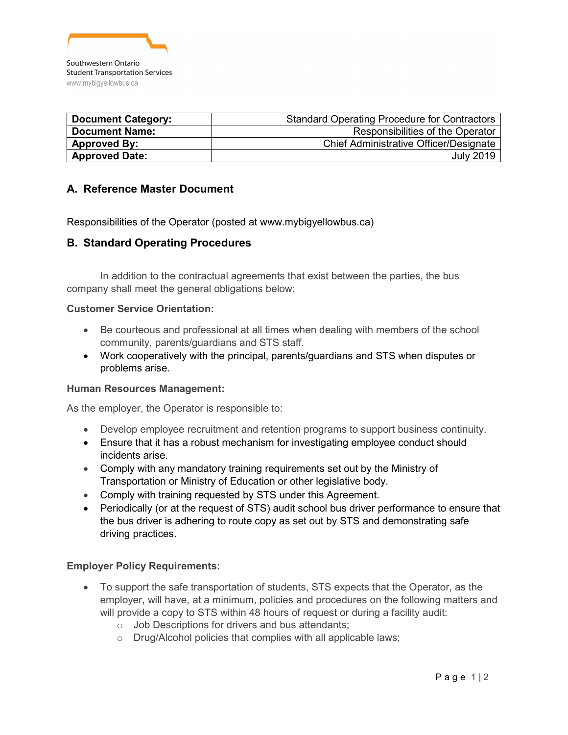Southwestern Ontario
Student Transportation Services
www.mybigyellowbus.ca

| **Document Category:** | Standard Operating Procedure for Contractors |
|---|---|
| **Document Name:** | Responsibilities of the Operator |
| **Approved By:** | Chief Administrative Officer/Designate |
| **Approved Date:** | July 2019 |

## A. Reference Master Document

Responsibilities of the Operator (posted at www.mybigyellowbus.ca)

## B. Standard Operating Procedures

In addition to the contractual agreements that exist between the parties, the bus company shall meet the general obligations below:

**Customer Service Orientation:**

- Be courteous and professional at all times when dealing with members of the school community, parents/guardians and STS staff.
- Work cooperatively with the principal, parents/guardians and STS when disputes or problems arise.

**Human Resources Management:**

As the employer, the Operator is responsible to:

- Develop employee recruitment and retention programs to support business continuity.
- Ensure that it has a robust mechanism for investigating employee conduct should incidents arise.
- Comply with any mandatory training requirements set out by the Ministry of Transportation or Ministry of Education or other legislative body.
- Comply with training requested by STS under this Agreement.
- Periodically (or at the request of STS) audit school bus driver performance to ensure that the bus driver is adhering to route copy as set out by STS and demonstrating safe driving practices.

**Employer Policy Requirements:**

- To support the safe transportation of students, STS expects that the Operator, as the employer, will have, at a minimum, policies and procedures on the following matters and will provide a copy to STS within 48 hours of request or during a facility audit:
  - Job Descriptions for drivers and bus attendants;
  - Drug/Alcohol policies that complies with all applicable laws;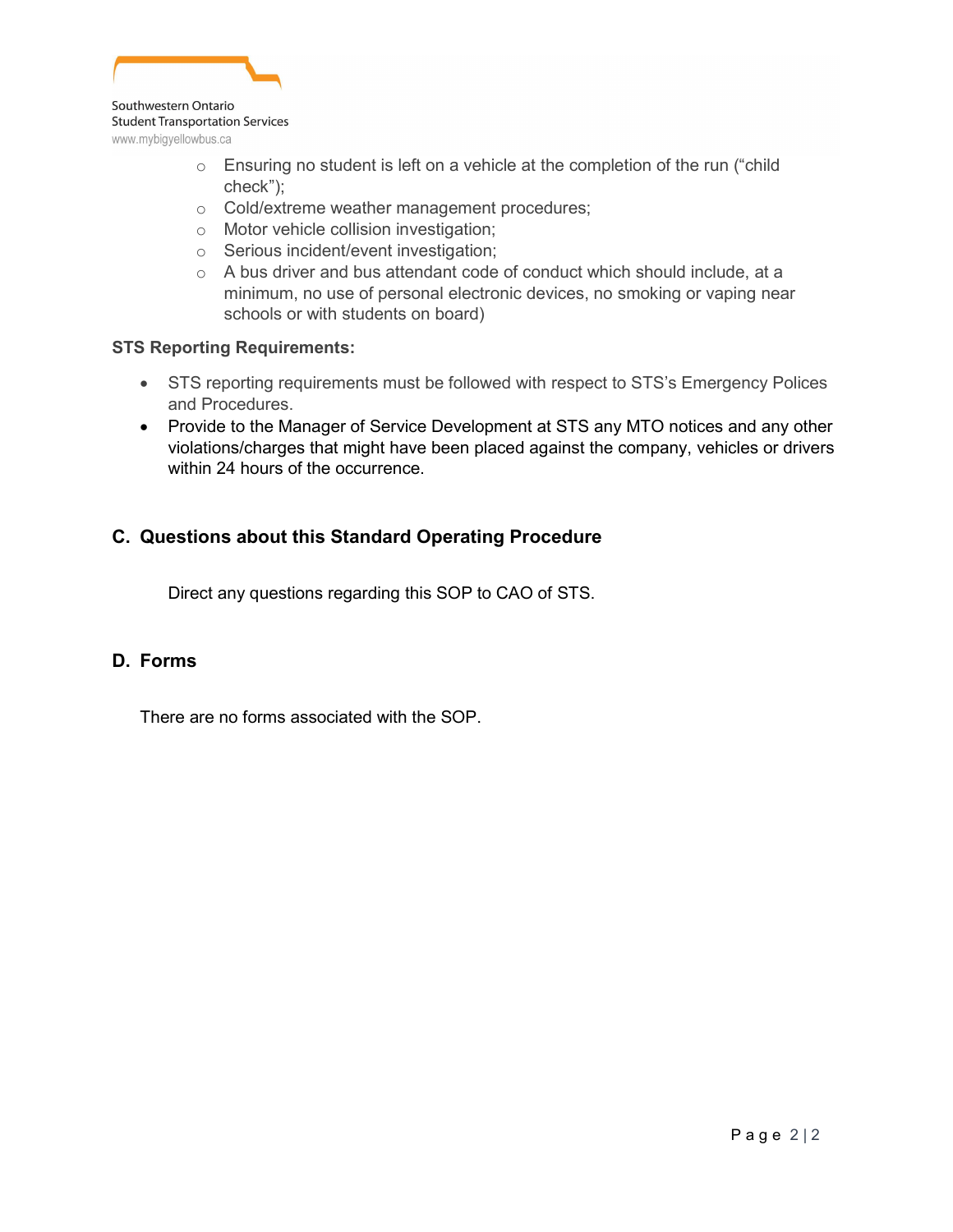- Ensuring no student is left on a vehicle at the completion of the run ("child check");
  - Cold/extreme weather management procedures;
  - Motor vehicle collision investigation;
  - Serious incident/event investigation;
  - A bus driver and bus attendant code of conduct which should include, at a minimum, no use of personal electronic devices, no smoking or vaping near schools or with students on board)

**STS Reporting Requirements:**

- STS reporting requirements must be followed with respect to STS's Emergency Polices and Procedures.
- Provide to the Manager of Service Development at STS any MTO notices and any other violations/charges that might have been placed against the company, vehicles or drivers within 24 hours of the occurrence.

## C. Questions about this Standard Operating Procedure

Direct any questions regarding this SOP to CAO of STS.

## D. Forms

There are no forms associated with the SOP.